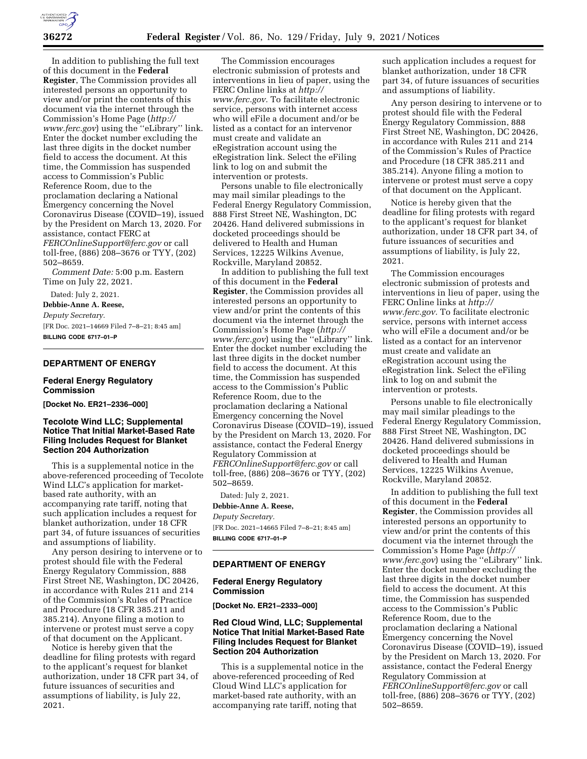In addition to publishing the full text of this document in the **Federal Register**, The Commission provides all interested persons an opportunity to view and/or print the contents of this document via the internet through the Commission's Home Page (*http://www.ferc.gov*) using the ''eLibrary'' link. Enter the docket number excluding the last three digits in the docket number field to access the document. At this time, the Commission has suspended access to Commission's Public Reference Room, due to the proclamation declaring a National Emergency concerning the Novel Coronavirus Disease (COVID–19), issued by the President on March 13, 2020. For assistance, contact FERC at *FERCOnlineSupport@ferc.gov* or call toll-free, (886) 208–3676 or TYY, (202) 502–8659.

*Comment Date:* 5:00 p.m. Eastern Time on July 22, 2021.

Dated: July 2, 2021.

**Debbie-Anne A. Reese,**

*Deputy Secretary.*

[FR Doc. 2021–14669 Filed 7–8–21; 8:45 am]

**BILLING CODE 6717–01–P**

## DEPARTMENT OF ENERGY

### Federal Energy Regulatory Commission

**[Docket No. ER21–2336–000]**

### Tecolote Wind LLC; Supplemental Notice That Initial Market-Based Rate Filing Includes Request for Blanket Section 204 Authorization

This is a supplemental notice in the above-referenced proceeding of Tecolote Wind LLC's application for market-based rate authority, with an accompanying rate tariff, noting that such application includes a request for blanket authorization, under 18 CFR part 34, of future issuances of securities and assumptions of liability.

Any person desiring to intervene or to protest should file with the Federal Energy Regulatory Commission, 888 First Street NE, Washington, DC 20426, in accordance with Rules 211 and 214 of the Commission's Rules of Practice and Procedure (18 CFR 385.211 and 385.214). Anyone filing a motion to intervene or protest must serve a copy of that document on the Applicant.

Notice is hereby given that the deadline for filing protests with regard to the applicant's request for blanket authorization, under 18 CFR part 34, of future issuances of securities and assumptions of liability, is July 22, 2021.

The Commission encourages electronic submission of protests and interventions in lieu of paper, using the FERC Online links at *http://www.ferc.gov*. To facilitate electronic service, persons with internet access who will eFile a document and/or be listed as a contact for an intervenor must create and validate an eRegistration account using the eRegistration link. Select the eFiling link to log on and submit the intervention or protests.

Persons unable to file electronically may mail similar pleadings to the Federal Energy Regulatory Commission, 888 First Street NE, Washington, DC 20426. Hand delivered submissions in docketed proceedings should be delivered to Health and Human Services, 12225 Wilkins Avenue, Rockville, Maryland 20852.

In addition to publishing the full text of this document in the **Federal Register**, the Commission provides all interested persons an opportunity to view and/or print the contents of this document via the internet through the Commission's Home Page (*http://www.ferc.gov*) using the ''eLibrary'' link. Enter the docket number excluding the last three digits in the docket number field to access the document. At this time, the Commission has suspended access to the Commission's Public Reference Room, due to the proclamation declaring a National Emergency concerning the Novel Coronavirus Disease (COVID–19), issued by the President on March 13, 2020. For assistance, contact the Federal Energy Regulatory Commission at *FERCOnlineSupport@ferc.gov* or call toll-free, (886) 208–3676 or TYY, (202) 502–8659.

Dated: July 2, 2021.

**Debbie-Anne A. Reese,**

*Deputy Secretary.*

[FR Doc. 2021–14665 Filed 7–8–21; 8:45 am]

**BILLING CODE 6717–01–P**

## DEPARTMENT OF ENERGY

### Federal Energy Regulatory Commission

**[Docket No. ER21–2333–000]**

### Red Cloud Wind, LLC; Supplemental Notice That Initial Market-Based Rate Filing Includes Request for Blanket Section 204 Authorization

This is a supplemental notice in the above-referenced proceeding of Red Cloud Wind LLC's application for market-based rate authority, with an accompanying rate tariff, noting that such application includes a request for blanket authorization, under 18 CFR part 34, of future issuances of securities and assumptions of liability.

Any person desiring to intervene or to protest should file with the Federal Energy Regulatory Commission, 888 First Street NE, Washington, DC 20426, in accordance with Rules 211 and 214 of the Commission's Rules of Practice and Procedure (18 CFR 385.211 and 385.214). Anyone filing a motion to intervene or protest must serve a copy of that document on the Applicant.

Notice is hereby given that the deadline for filing protests with regard to the applicant's request for blanket authorization, under 18 CFR part 34, of future issuances of securities and assumptions of liability, is July 22, 2021.

The Commission encourages electronic submission of protests and interventions in lieu of paper, using the FERC Online links at *http://www.ferc.gov*. To facilitate electronic service, persons with internet access who will eFile a document and/or be listed as a contact for an intervenor must create and validate an eRegistration account using the eRegistration link. Select the eFiling link to log on and submit the intervention or protests.

Persons unable to file electronically may mail similar pleadings to the Federal Energy Regulatory Commission, 888 First Street NE, Washington, DC 20426. Hand delivered submissions in docketed proceedings should be delivered to Health and Human Services, 12225 Wilkins Avenue, Rockville, Maryland 20852.

In addition to publishing the full text of this document in the **Federal Register**, the Commission provides all interested persons an opportunity to view and/or print the contents of this document via the internet through the Commission's Home Page (*http://www.ferc.gov*) using the ''eLibrary'' link. Enter the docket number excluding the last three digits in the docket number field to access the document. At this time, the Commission has suspended access to the Commission's Public Reference Room, due to the proclamation declaring a National Emergency concerning the Novel Coronavirus Disease (COVID–19), issued by the President on March 13, 2020. For assistance, contact the Federal Energy Regulatory Commission at *FERCOnlineSupport@ferc.gov* or call toll-free, (886) 208–3676 or TYY, (202) 502–8659.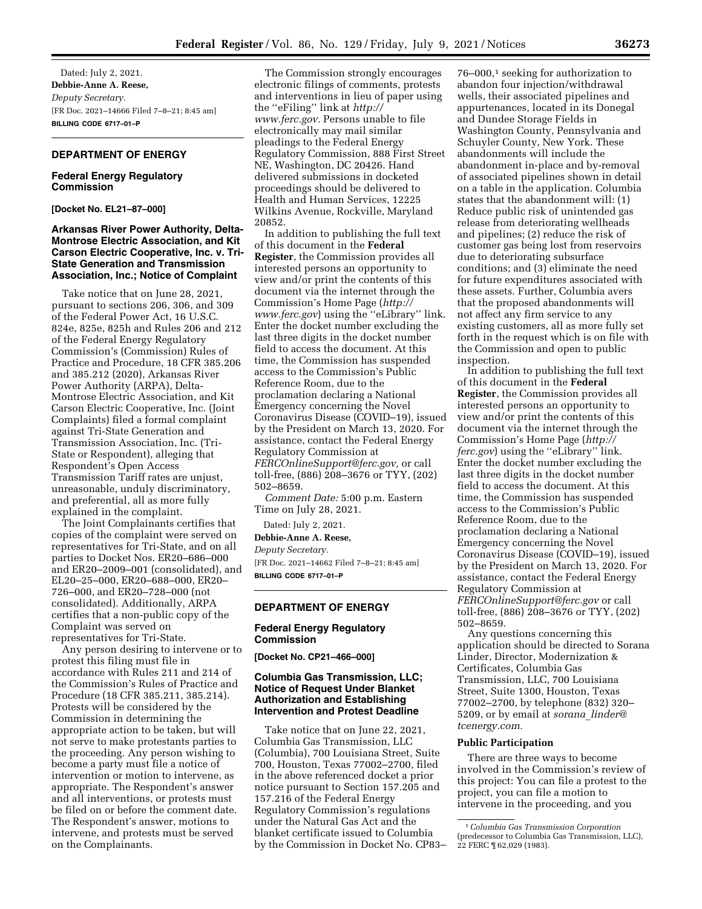Dated: July 2, 2021.

**Debbie-Anne A. Reese,**

*Deputy Secretary.*

[FR Doc. 2021–14666 Filed 7–8–21; 8:45 am]

**BILLING CODE 6717–01–P**

## DEPARTMENT OF ENERGY

### Federal Energy Regulatory Commission

**[Docket No. EL21–87–000]**

### Arkansas River Power Authority, Delta-Montrose Electric Association, and Kit Carson Electric Cooperative, Inc. v. Tri-State Generation and Transmission Association, Inc.; Notice of Complaint

Take notice that on June 28, 2021, pursuant to sections 206, 306, and 309 of the Federal Power Act, 16 U.S.C. 824e, 825e, 825h and Rules 206 and 212 of the Federal Energy Regulatory Commission's (Commission) Rules of Practice and Procedure, 18 CFR 385.206 and 385.212 (2020), Arkansas River Power Authority (ARPA), Delta-Montrose Electric Association, and Kit Carson Electric Cooperative, Inc. (Joint Complaints) filed a formal complaint against Tri-State Generation and Transmission Association, Inc. (Tri-State or Respondent), alleging that Respondent's Open Access Transmission Tariff rates are unjust, unreasonable, unduly discriminatory, and preferential, all as more fully explained in the complaint.

The Joint Complainants certifies that copies of the complaint were served on representatives for Tri-State, and on all parties to Docket Nos. ER20–686–000 and ER20–2009–001 (consolidated), and EL20–25–000, ER20–688–000, ER20–726–000, and ER20–728–000 (not consolidated). Additionally, ARPA certifies that a non-public copy of the Complaint was served on representatives for Tri-State.

Any person desiring to intervene or to protest this filing must file in accordance with Rules 211 and 214 of the Commission's Rules of Practice and Procedure (18 CFR 385.211, 385.214). Protests will be considered by the Commission in determining the appropriate action to be taken, but will not serve to make protestants parties to the proceeding. Any person wishing to become a party must file a notice of intervention or motion to intervene, as appropriate. The Respondent's answer and all interventions, or protests must be filed on or before the comment date. The Respondent's answer, motions to intervene, and protests must be served on the Complainants.

The Commission strongly encourages electronic filings of comments, protests and interventions in lieu of paper using the "eFiling" link at *http://www.ferc.gov*. Persons unable to file electronically may mail similar pleadings to the Federal Energy Regulatory Commission, 888 First Street NE, Washington, DC 20426. Hand delivered submissions in docketed proceedings should be delivered to Health and Human Services, 12225 Wilkins Avenue, Rockville, Maryland 20852.

In addition to publishing the full text of this document in the **Federal Register**, the Commission provides all interested persons an opportunity to view and/or print the contents of this document via the internet through the Commission's Home Page (*http://www.ferc.gov*) using the "eLibrary" link. Enter the docket number excluding the last three digits in the docket number field to access the document. At this time, the Commission has suspended access to the Commission's Public Reference Room, due to the proclamation declaring a National Emergency concerning the Novel Coronavirus Disease (COVID–19), issued by the President on March 13, 2020. For assistance, contact the Federal Energy Regulatory Commission at *FERCOnlineSupport@ferc.gov,* or call toll-free, (886) 208–3676 or TYY, (202) 502–8659.

*Comment Date:* 5:00 p.m. Eastern Time on July 28, 2021.

Dated: July 2, 2021.

**Debbie-Anne A. Reese,**

*Deputy Secretary.*

[FR Doc. 2021–14662 Filed 7–8–21; 8:45 am]

**BILLING CODE 6717–01–P**

## DEPARTMENT OF ENERGY

### Federal Energy Regulatory Commission

**[Docket No. CP21–466–000]**

### Columbia Gas Transmission, LLC; Notice of Request Under Blanket Authorization and Establishing Intervention and Protest Deadline

Take notice that on June 22, 2021, Columbia Gas Transmission, LLC (Columbia), 700 Louisiana Street, Suite 700, Houston, Texas 77002–2700, filed in the above referenced docket a prior notice pursuant to Section 157.205 and 157.216 of the Federal Energy Regulatory Commission's regulations under the Natural Gas Act and the blanket certificate issued to Columbia by the Commission in Docket No. CP83–76–000,[1] seeking for authorization to abandon four injection/withdrawal wells, their associated pipelines and appurtenances, located in its Donegal and Dundee Storage Fields in Washington County, Pennsylvania and Schuyler County, New York. These abandonments will include the abandonment in-place and by-removal of associated pipelines shown in detail on a table in the application. Columbia states that the abandonment will: (1) Reduce public risk of unintended gas release from deteriorating wellheads and pipelines; (2) reduce the risk of customer gas being lost from reservoirs due to deteriorating subsurface conditions; and (3) eliminate the need for future expenditures associated with these assets. Further, Columbia avers that the proposed abandonments will not affect any firm service to any existing customers, all as more fully set forth in the request which is on file with the Commission and open to public inspection.

In addition to publishing the full text of this document in the **Federal Register**, the Commission provides all interested persons an opportunity to view and/or print the contents of this document via the internet through the Commission's Home Page (*http://ferc.gov*) using the "eLibrary" link. Enter the docket number excluding the last three digits in the docket number field to access the document. At this time, the Commission has suspended access to the Commission's Public Reference Room, due to the proclamation declaring a National Emergency concerning the Novel Coronavirus Disease (COVID–19), issued by the President on March 13, 2020. For assistance, contact the Federal Energy Regulatory Commission at *FERCOnlineSupport@ferc.gov* or call toll-free, (886) 208–3676 or TYY, (202) 502–8659.

Any questions concerning this application should be directed to Sorana Linder, Director, Modernization & Certificates, Columbia Gas Transmission, LLC, 700 Louisiana Street, Suite 1300, Houston, Texas 77002–2700, by telephone (832) 320–5209, or by email at *sorana_linder@tcenergy.com.*

#### Public Participation

There are three ways to become involved in the Commission's review of this project: You can file a protest to the project, you can file a motion to intervene in the proceeding, and you

[1] *Columbia Gas Transmission Corporation* (predecessor to Columbia Gas Transmission, LLC), 22 FERC ¶ 62,029 (1983).